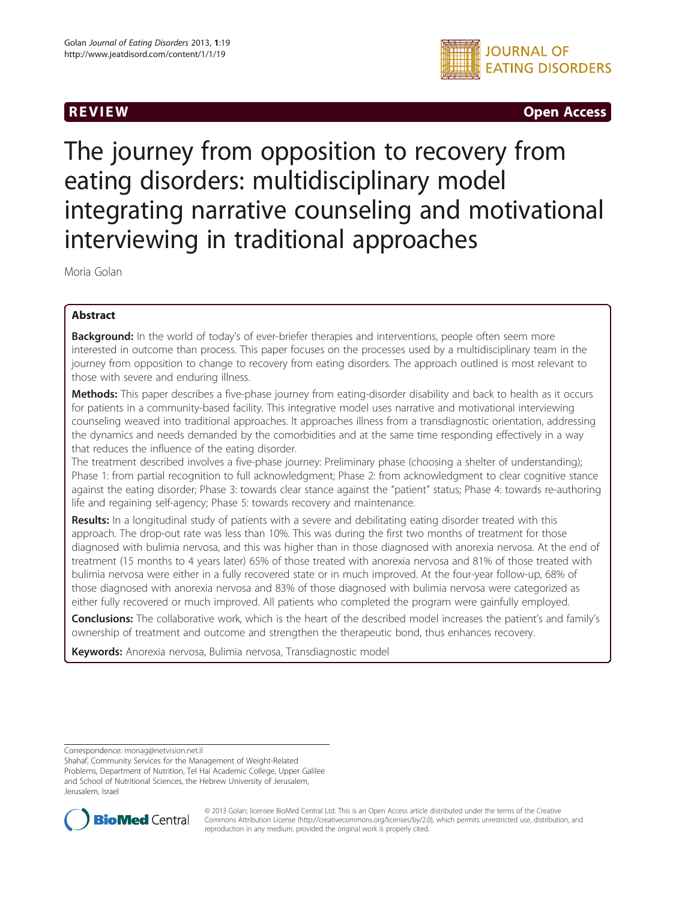REVIEW **Open Access**

# The journey from opposition to recovery from eating disorders: multidisciplinary model integrating narrative counseling and motivational interviewing in traditional approaches

Moria Golan

## Abstract

**Background:** In the world of today's of ever-briefer therapies and interventions, people often seem more interested in outcome than process. This paper focuses on the processes used by a multidisciplinary team in the journey from opposition to change to recovery from eating disorders. The approach outlined is most relevant to those with severe and enduring illness.

**Methods:** This paper describes a five-phase journey from eating-disorder disability and back to health as it occurs for patients in a community-based facility. This integrative model uses narrative and motivational interviewing counseling weaved into traditional approaches. It approaches illness from a transdiagnostic orientation, addressing the dynamics and needs demanded by the comorbidities and at the same time responding effectively in a way that reduces the influence of the eating disorder.

The treatment described involves a five-phase journey: Preliminary phase (choosing a shelter of understanding); Phase 1: from partial recognition to full acknowledgment; Phase 2: from acknowledgment to clear cognitive stance against the eating disorder; Phase 3: towards clear stance against the "patient" status; Phase 4: towards re-authoring life and regaining self-agency; Phase 5: towards recovery and maintenance.

**Results:** In a longitudinal study of patients with a severe and debilitating eating disorder treated with this approach. The drop-out rate was less than 10%. This was during the first two months of treatment for those diagnosed with bulimia nervosa, and this was higher than in those diagnosed with anorexia nervosa. At the end of treatment (15 months to 4 years later) 65% of those treated with anorexia nervosa and 81% of those treated with bulimia nervosa were either in a fully recovered state or in much improved. At the four-year follow-up, 68% of those diagnosed with anorexia nervosa and 83% of those diagnosed with bulimia nervosa were categorized as either fully recovered or much improved. All patients who completed the program were gainfully employed.

**Conclusions:** The collaborative work, which is the heart of the described model increases the patient's and family's ownership of treatment and outcome and strengthen the therapeutic bond, thus enhances recovery.

**Keywords:** Anorexia nervosa, Bulimia nervosa, Transdiagnostic model

Correspondence: moriag@netvision.net.il

Shahaf, Community Services for the Management of Weight-Related Problems, Department of Nutrition, Tel Hai Academic College, Upper Galilee and School of Nutritional Sciences, the Hebrew University of Jerusalem, Jerusalem, Israel

© 2013 Golan; licensee BioMed Central Ltd. This is an Open Access article distributed under the terms of the Creative Commons Attribution License (http://creativecommons.org/licenses/by/2.0), which permits unrestricted use, distribution, and reproduction in any medium, provided the original work is properly cited.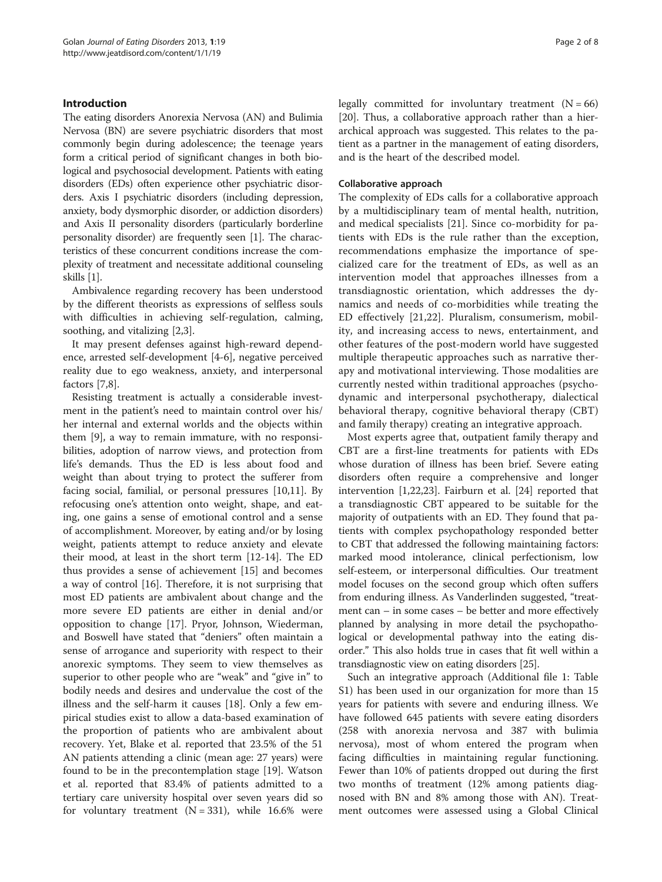## Introduction

The eating disorders Anorexia Nervosa (AN) and Bulimia Nervosa (BN) are severe psychiatric disorders that most commonly begin during adolescence; the teenage years form a critical period of significant changes in both biological and psychosocial development. Patients with eating disorders (EDs) often experience other psychiatric disorders. Axis I psychiatric disorders (including depression, anxiety, body dysmorphic disorder, or addiction disorders) and Axis II personality disorders (particularly borderline personality disorder) are frequently seen [1]. The characteristics of these concurrent conditions increase the complexity of treatment and necessitate additional counseling skills [1].

Ambivalence regarding recovery has been understood by the different theorists as expressions of selfless souls with difficulties in achieving self-regulation, calming, soothing, and vitalizing [2,3].

It may present defenses against high-reward dependence, arrested self-development [4-6], negative perceived reality due to ego weakness, anxiety, and interpersonal factors [7,8].

Resisting treatment is actually a considerable investment in the patient's need to maintain control over his/her internal and external worlds and the objects within them [9], a way to remain immature, with no responsibilities, adoption of narrow views, and protection from life's demands. Thus the ED is less about food and weight than about trying to protect the sufferer from facing social, familial, or personal pressures [10,11]. By refocusing one's attention onto weight, shape, and eating, one gains a sense of emotional control and a sense of accomplishment. Moreover, by eating and/or by losing weight, patients attempt to reduce anxiety and elevate their mood, at least in the short term [12-14]. The ED thus provides a sense of achievement [15] and becomes a way of control [16]. Therefore, it is not surprising that most ED patients are ambivalent about change and the more severe ED patients are either in denial and/or opposition to change [17]. Pryor, Johnson, Wiederman, and Boswell have stated that "deniers" often maintain a sense of arrogance and superiority with respect to their anorexic symptoms. They seem to view themselves as superior to other people who are "weak" and "give in" to bodily needs and desires and undervalue the cost of the illness and the self-harm it causes [18]. Only a few empirical studies exist to allow a data-based examination of the proportion of patients who are ambivalent about recovery. Yet, Blake et al. reported that 23.5% of the 51 AN patients attending a clinic (mean age: 27 years) were found to be in the precontemplation stage [19]. Watson et al. reported that 83.4% of patients admitted to a tertiary care university hospital over seven years did so for voluntary treatment (N = 331), while 16.6% were legally committed for involuntary treatment (N = 66) [20]. Thus, a collaborative approach rather than a hierarchical approach was suggested. This relates to the patient as a partner in the management of eating disorders, and is the heart of the described model.

### Collaborative approach

The complexity of EDs calls for a collaborative approach by a multidisciplinary team of mental health, nutrition, and medical specialists [21]. Since co-morbidity for patients with EDs is the rule rather than the exception, recommendations emphasize the importance of specialized care for the treatment of EDs, as well as an intervention model that approaches illnesses from a transdiagnostic orientation, which addresses the dynamics and needs of co-morbidities while treating the ED effectively [21,22]. Pluralism, consumerism, mobility, and increasing access to news, entertainment, and other features of the post-modern world have suggested multiple therapeutic approaches such as narrative therapy and motivational interviewing. Those modalities are currently nested within traditional approaches (psychodynamic and interpersonal psychotherapy, dialectical behavioral therapy, cognitive behavioral therapy (CBT) and family therapy) creating an integrative approach.

Most experts agree that, outpatient family therapy and CBT are a first-line treatments for patients with EDs whose duration of illness has been brief. Severe eating disorders often require a comprehensive and longer intervention [1,22,23]. Fairburn et al. [24] reported that a transdiagnostic CBT appeared to be suitable for the majority of outpatients with an ED. They found that patients with complex psychopathology responded better to CBT that addressed the following maintaining factors: marked mood intolerance, clinical perfectionism, low self-esteem, or interpersonal difficulties. Our treatment model focuses on the second group which often suffers from enduring illness. As Vanderlinden suggested, "treatment can – in some cases – be better and more effectively planned by analysing in more detail the psychopathological or developmental pathway into the eating disorder." This also holds true in cases that fit well within a transdiagnostic view on eating disorders [25].

Such an integrative approach (Additional file 1: Table S1) has been used in our organization for more than 15 years for patients with severe and enduring illness. We have followed 645 patients with severe eating disorders (258 with anorexia nervosa and 387 with bulimia nervosa), most of whom entered the program when facing difficulties in maintaining regular functioning. Fewer than 10% of patients dropped out during the first two months of treatment (12% among patients diagnosed with BN and 8% among those with AN). Treatment outcomes were assessed using a Global Clinical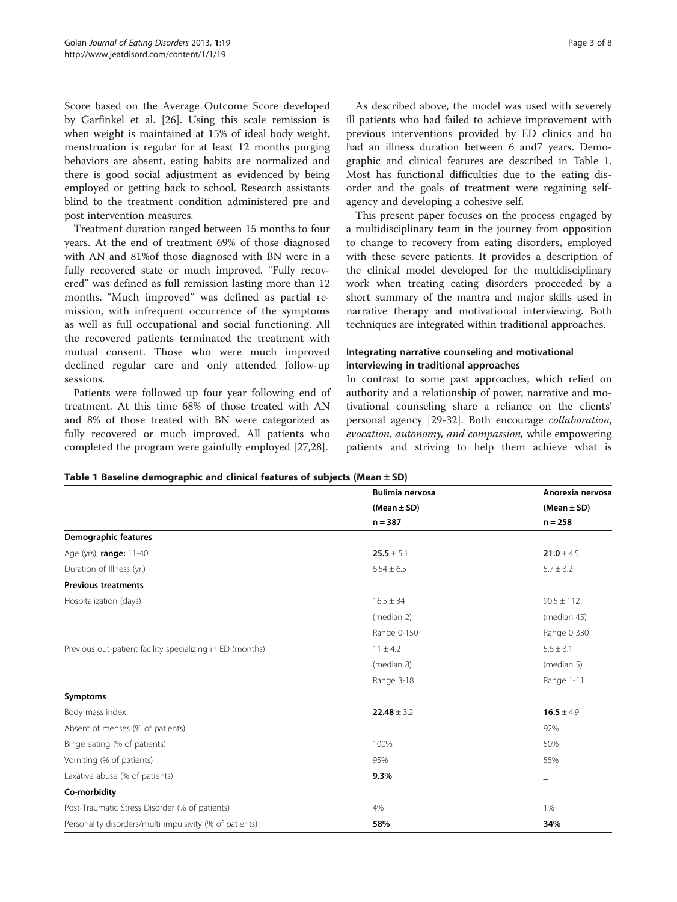Score based on the Average Outcome Score developed by Garfinkel et al. [26]. Using this scale remission is when weight is maintained at 15% of ideal body weight, menstruation is regular for at least 12 months purging behaviors are absent, eating habits are normalized and there is good social adjustment as evidenced by being employed or getting back to school. Research assistants blind to the treatment condition administered pre and post intervention measures.

Treatment duration ranged between 15 months to four years. At the end of treatment 69% of those diagnosed with AN and 81%of those diagnosed with BN were in a fully recovered state or much improved. "Fully recovered" was defined as full remission lasting more than 12 months. "Much improved" was defined as partial remission, with infrequent occurrence of the symptoms as well as full occupational and social functioning. All the recovered patients terminated the treatment with mutual consent. Those who were much improved declined regular care and only attended follow-up sessions.

Patients were followed up four year following end of treatment. At this time 68% of those treated with AN and 8% of those treated with BN were categorized as fully recovered or much improved. All patients who completed the program were gainfully employed [27,28].

As described above, the model was used with severely ill patients who had failed to achieve improvement with previous interventions provided by ED clinics and ho had an illness duration between 6 and7 years. Demographic and clinical features are described in Table 1. Most has functional difficulties due to the eating disorder and the goals of treatment were regaining self-agency and developing a cohesive self.

This present paper focuses on the process engaged by a multidisciplinary team in the journey from opposition to change to recovery from eating disorders, employed with these severe patients. It provides a description of the clinical model developed for the multidisciplinary work when treating eating disorders proceeded by a short summary of the mantra and major skills used in narrative therapy and motivational interviewing. Both techniques are integrated within traditional approaches.

### Integrating narrative counseling and motivational interviewing in traditional approaches

In contrast to some past approaches, which relied on authority and a relationship of power, narrative and motivational counseling share a reliance on the clients' personal agency [29-32]. Both encourage *collaboration*, *evocation*, *autonomy, and compassion,* while empowering patients and striving to help them achieve what is

**Table 1 Baseline demographic and clinical features of subjects (Mean ± SD)**

| | Bulimia nervosa (Mean ± SD) n = 387 | Anorexia nervosa (Mean ± SD) n = 258 |
|---|---|---|
| **Demographic features** | | |
| Age (yrs), **range:** 11-40 | **25.5** ± 5.1 | **21.0** ± 4.5 |
| Duration of Illness (yr.) | 6.54 ± 6.5 | 5.7 ± 3.2 |
| **Previous treatments** | | |
| Hospitalization (days) | 16.5 ± 34 | 90.5 ± 112 |
| | (median 2) | (median 45) |
| | Range 0-150 | Range 0-330 |
| Previous out-patient facility specializing in ED (months) | 11 ± 4.2 | 5.6 ± 3.1 |
| | (median 8) | (median 5) |
| | Range 3-18 | Range 1-11 |
| **Symptoms** | | |
| Body mass index | **22.48** ± 3.2 | **16.5** ± 4.9 |
| Absent of menses (% of patients) | – | 92% |
| Binge eating (% of patients) | 100% | 50% |
| Vomiting (% of patients) | 95% | 55% |
| Laxative abuse (% of patients) | **9.3%** | – |
| **Co-morbidity** | | |
| Post-Traumatic Stress Disorder (% of patients) | 4% | 1% |
| Personality disorders/multi impulsivity (% of patients) | **58%** | **34%** |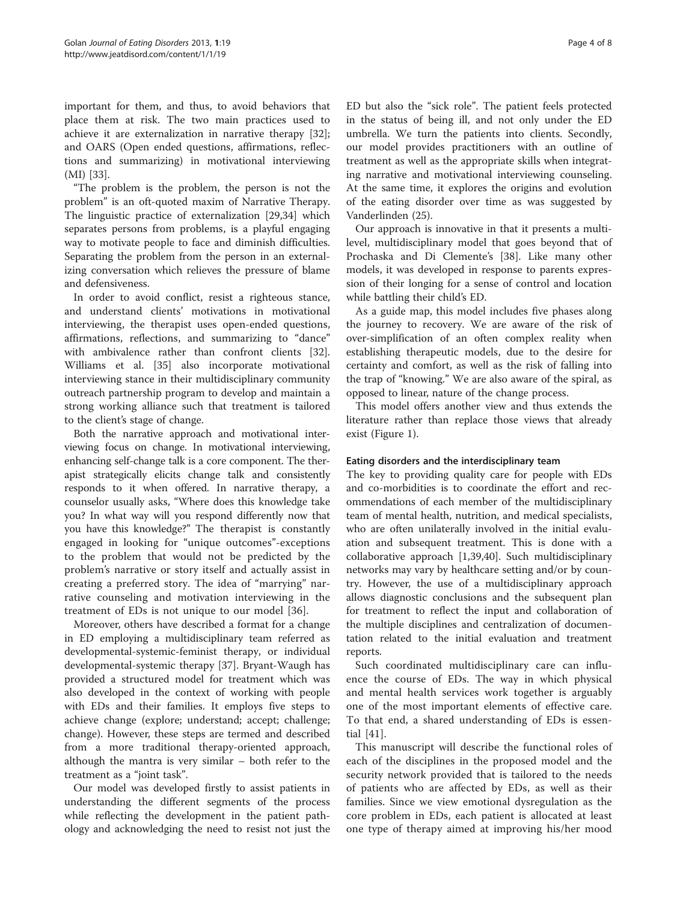important for them, and thus, to avoid behaviors that place them at risk. The two main practices used to achieve it are externalization in narrative therapy [32]; and OARS (Open ended questions, affirmations, reflections and summarizing) in motivational interviewing (MI) [33].

"The problem is the problem, the person is not the problem" is an oft-quoted maxim of Narrative Therapy. The linguistic practice of externalization [29,34] which separates persons from problems, is a playful engaging way to motivate people to face and diminish difficulties. Separating the problem from the person in an externalizing conversation which relieves the pressure of blame and defensiveness.

In order to avoid conflict, resist a righteous stance, and understand clients' motivations in motivational interviewing, the therapist uses open-ended questions, affirmations, reflections, and summarizing to "dance" with ambivalence rather than confront clients [32]. Williams et al. [35] also incorporate motivational interviewing stance in their multidisciplinary community outreach partnership program to develop and maintain a strong working alliance such that treatment is tailored to the client's stage of change.

Both the narrative approach and motivational interviewing focus on change. In motivational interviewing, enhancing self-change talk is a core component. The therapist strategically elicits change talk and consistently responds to it when offered. In narrative therapy, a counselor usually asks, "Where does this knowledge take you? In what way will you respond differently now that you have this knowledge?" The therapist is constantly engaged in looking for "unique outcomes"-exceptions to the problem that would not be predicted by the problem's narrative or story itself and actually assist in creating a preferred story. The idea of "marrying" narrative counseling and motivation interviewing in the treatment of EDs is not unique to our model [36].

Moreover, others have described a format for a change in ED employing a multidisciplinary team referred as developmental-systemic-feminist therapy, or individual developmental-systemic therapy [37]. Bryant-Waugh has provided a structured model for treatment which was also developed in the context of working with people with EDs and their families. It employs five steps to achieve change (explore; understand; accept; challenge; change). However, these steps are termed and described from a more traditional therapy-oriented approach, although the mantra is very similar – both refer to the treatment as a "joint task".

Our model was developed firstly to assist patients in understanding the different segments of the process while reflecting the development in the patient pathology and acknowledging the need to resist not just the ED but also the "sick role". The patient feels protected in the status of being ill, and not only under the ED umbrella. We turn the patients into clients. Secondly, our model provides practitioners with an outline of treatment as well as the appropriate skills when integrating narrative and motivational interviewing counseling. At the same time, it explores the origins and evolution of the eating disorder over time as was suggested by Vanderlinden (25).

Our approach is innovative in that it presents a multi-level, multidisciplinary model that goes beyond that of Prochaska and Di Clemente's [38]. Like many other models, it was developed in response to parents expression of their longing for a sense of control and location while battling their child's ED.

As a guide map, this model includes five phases along the journey to recovery. We are aware of the risk of over-simplification of an often complex reality when establishing therapeutic models, due to the desire for certainty and comfort, as well as the risk of falling into the trap of "knowing." We are also aware of the spiral, as opposed to linear, nature of the change process.

This model offers another view and thus extends the literature rather than replace those views that already exist (Figure 1).

## Eating disorders and the interdisciplinary team

The key to providing quality care for people with EDs and co-morbidities is to coordinate the effort and recommendations of each member of the multidisciplinary team of mental health, nutrition, and medical specialists, who are often unilaterally involved in the initial evaluation and subsequent treatment. This is done with a collaborative approach [1,39,40]. Such multidisciplinary networks may vary by healthcare setting and/or by country. However, the use of a multidisciplinary approach allows diagnostic conclusions and the subsequent plan for treatment to reflect the input and collaboration of the multiple disciplines and centralization of documentation related to the initial evaluation and treatment reports.

Such coordinated multidisciplinary care can influence the course of EDs. The way in which physical and mental health services work together is arguably one of the most important elements of effective care. To that end, a shared understanding of EDs is essential [41].

This manuscript will describe the functional roles of each of the disciplines in the proposed model and the security network provided that is tailored to the needs of patients who are affected by EDs, as well as their families. Since we view emotional dysregulation as the core problem in EDs, each patient is allocated at least one type of therapy aimed at improving his/her mood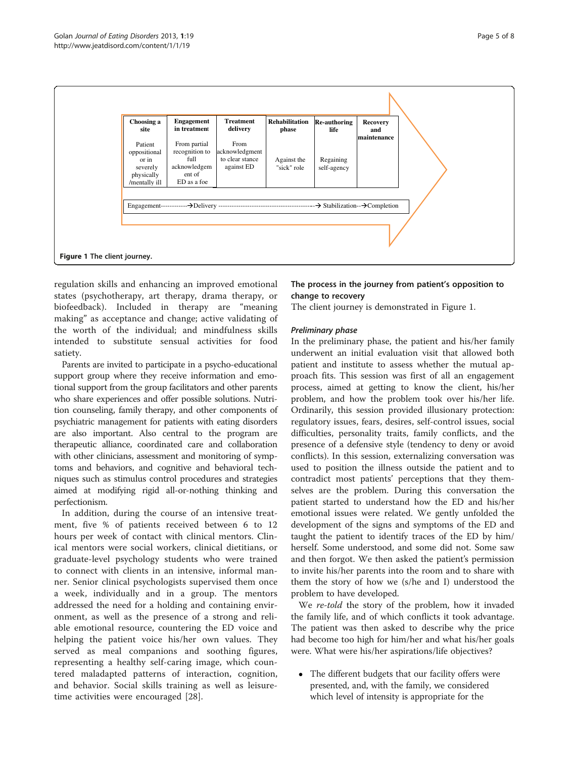| Choosing a site | Engagement in treatment | Treatment delivery | Rehabilitation phase | Re-authoring life | Recovery and maintenance |
|---|---|---|---|---|---|
| Patient oppositional or in severely physically /mentally ill | From partial recognition to full acknowledgement of ED as a foe | From acknowledgment to clear stance against ED | Against the "sick" role | Regaining self-agency | |

Engagement------------→Delivery ------------------------------------------→ Stabilization--→Completion

**Figure 1** The client journey.

regulation skills and enhancing an improved emotional states (psychotherapy, art therapy, drama therapy, or biofeedback). Included in therapy are "meaning making" as acceptance and change; active validating of the worth of the individual; and mindfulness skills intended to substitute sensual activities for food satiety.

Parents are invited to participate in a psycho-educational support group where they receive information and emotional support from the group facilitators and other parents who share experiences and offer possible solutions. Nutrition counseling, family therapy, and other components of psychiatric management for patients with eating disorders are also important. Also central to the program are therapeutic alliance, coordinated care and collaboration with other clinicians, assessment and monitoring of symptoms and behaviors, and cognitive and behavioral techniques such as stimulus control procedures and strategies aimed at modifying rigid all-or-nothing thinking and perfectionism.

In addition, during the course of an intensive treatment, five % of patients received between 6 to 12 hours per week of contact with clinical mentors. Clinical mentors were social workers, clinical dietitians, or graduate-level psychology students who were trained to connect with clients in an intensive, informal manner. Senior clinical psychologists supervised them once a week, individually and in a group. The mentors addressed the need for a holding and containing environment, as well as the presence of a strong and reliable emotional resource, countering the ED voice and helping the patient voice his/her own values. They served as meal companions and soothing figures, representing a healthy self-caring image, which countered maladapted patterns of interaction, cognition, and behavior. Social skills training as well as leisure-time activities were encouraged [28].

## The process in the journey from patient's opposition to change to recovery

The client journey is demonstrated in Figure 1.

### Preliminary phase

In the preliminary phase, the patient and his/her family underwent an initial evaluation visit that allowed both patient and institute to assess whether the mutual approach fits. This session was first of all an engagement process, aimed at getting to know the client, his/her problem, and how the problem took over his/her life. Ordinarily, this session provided illusionary protection: regulatory issues, fears, desires, self-control issues, social difficulties, personality traits, family conflicts, and the presence of a defensive style (tendency to deny or avoid conflicts). In this session, externalizing conversation was used to position the illness outside the patient and to contradict most patients' perceptions that they themselves are the problem. During this conversation the patient started to understand how the ED and his/her emotional issues were related. We gently unfolded the development of the signs and symptoms of the ED and taught the patient to identify traces of the ED by him/herself. Some understood, and some did not. Some saw and then forgot. We then asked the patient's permission to invite his/her parents into the room and to share with them the story of how we (s/he and I) understood the problem to have developed.

We *re-told* the story of the problem, how it invaded the family life, and of which conflicts it took advantage. The patient was then asked to describe why the price had become too high for him/her and what his/her goals were. What were his/her aspirations/life objectives?

- The different budgets that our facility offers were presented, and, with the family, we considered which level of intensity is appropriate for the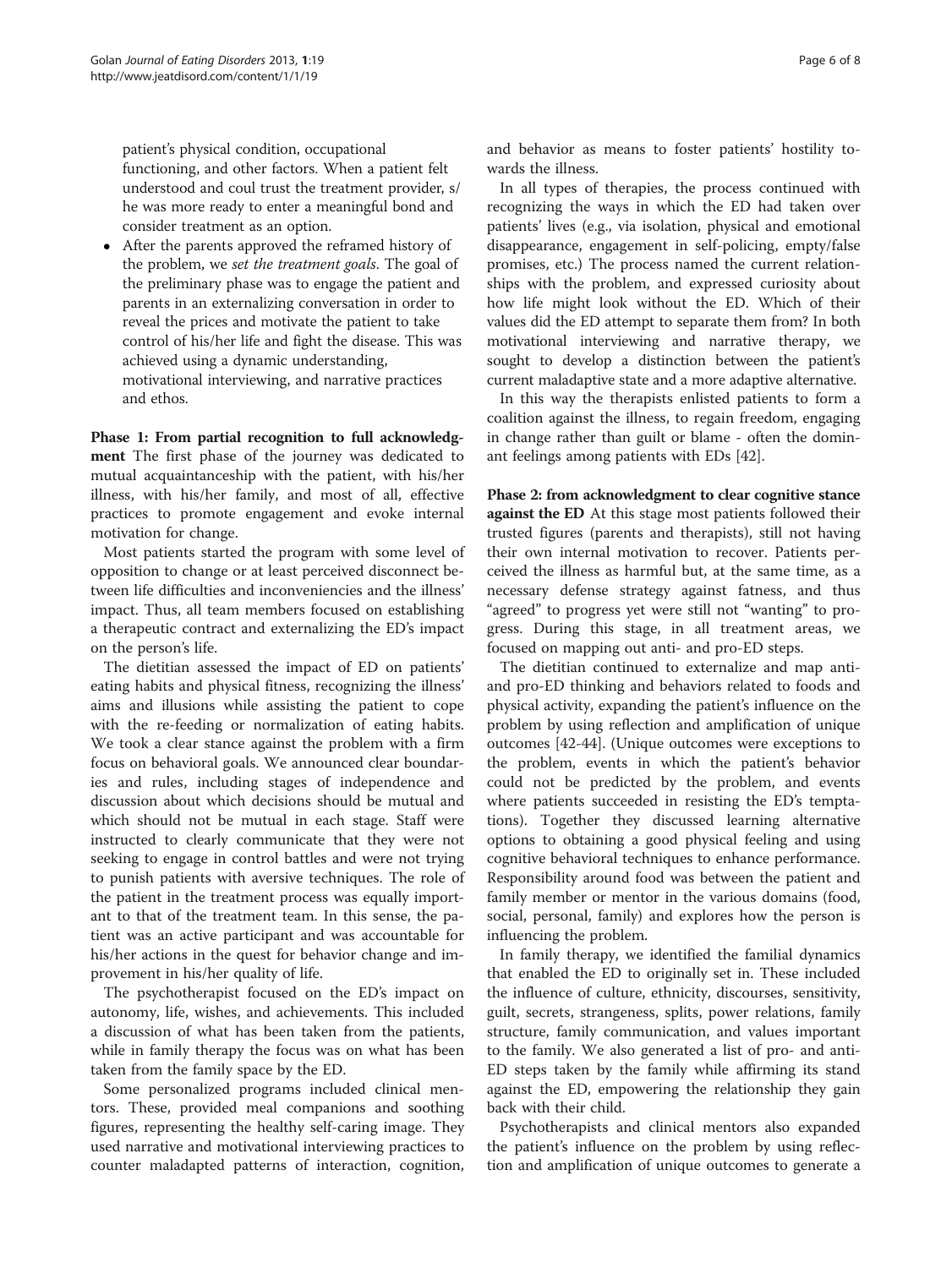patient's physical condition, occupational functioning, and other factors. When a patient felt understood and coul trust the treatment provider, s/he was more ready to enter a meaningful bond and consider treatment as an option.

- After the parents approved the reframed history of the problem, we *set the treatment goals*. The goal of the preliminary phase was to engage the patient and parents in an externalizing conversation in order to reveal the prices and motivate the patient to take control of his/her life and fight the disease. This was achieved using a dynamic understanding, motivational interviewing, and narrative practices and ethos.

**Phase 1: From partial recognition to full acknowledgment** The first phase of the journey was dedicated to mutual acquaintanceship with the patient, with his/her illness, with his/her family, and most of all, effective practices to promote engagement and evoke internal motivation for change.

Most patients started the program with some level of opposition to change or at least perceived disconnect between life difficulties and inconveniencies and the illness' impact. Thus, all team members focused on establishing a therapeutic contract and externalizing the ED's impact on the person's life.

The dietitian assessed the impact of ED on patients' eating habits and physical fitness, recognizing the illness' aims and illusions while assisting the patient to cope with the re-feeding or normalization of eating habits. We took a clear stance against the problem with a firm focus on behavioral goals. We announced clear boundaries and rules, including stages of independence and discussion about which decisions should be mutual and which should not be mutual in each stage. Staff were instructed to clearly communicate that they were not seeking to engage in control battles and were not trying to punish patients with aversive techniques. The role of the patient in the treatment process was equally important to that of the treatment team. In this sense, the patient was an active participant and was accountable for his/her actions in the quest for behavior change and improvement in his/her quality of life.

The psychotherapist focused on the ED's impact on autonomy, life, wishes, and achievements. This included a discussion of what has been taken from the patients, while in family therapy the focus was on what has been taken from the family space by the ED.

Some personalized programs included clinical mentors. These, provided meal companions and soothing figures, representing the healthy self-caring image. They used narrative and motivational interviewing practices to counter maladapted patterns of interaction, cognition, and behavior as means to foster patients' hostility towards the illness.

In all types of therapies, the process continued with recognizing the ways in which the ED had taken over patients' lives (e.g., via isolation, physical and emotional disappearance, engagement in self-policing, empty/false promises, etc.) The process named the current relationships with the problem, and expressed curiosity about how life might look without the ED. Which of their values did the ED attempt to separate them from? In both motivational interviewing and narrative therapy, we sought to develop a distinction between the patient's current maladaptive state and a more adaptive alternative.

In this way the therapists enlisted patients to form a coalition against the illness, to regain freedom, engaging in change rather than guilt or blame - often the dominant feelings among patients with EDs [42].

**Phase 2: from acknowledgment to clear cognitive stance against the ED** At this stage most patients followed their trusted figures (parents and therapists), still not having their own internal motivation to recover. Patients perceived the illness as harmful but, at the same time, as a necessary defense strategy against fatness, and thus "agreed" to progress yet were still not "wanting" to progress. During this stage, in all treatment areas, we focused on mapping out anti- and pro-ED steps.

The dietitian continued to externalize and map anti- and pro-ED thinking and behaviors related to foods and physical activity, expanding the patient's influence on the problem by using reflection and amplification of unique outcomes [42-44]. (Unique outcomes were exceptions to the problem, events in which the patient's behavior could not be predicted by the problem, and events where patients succeeded in resisting the ED's temptations). Together they discussed learning alternative options to obtaining a good physical feeling and using cognitive behavioral techniques to enhance performance. Responsibility around food was between the patient and family member or mentor in the various domains (food, social, personal, family) and explores how the person is influencing the problem.

In family therapy, we identified the familial dynamics that enabled the ED to originally set in. These included the influence of culture, ethnicity, discourses, sensitivity, guilt, secrets, strangeness, splits, power relations, family structure, family communication, and values important to the family. We also generated a list of pro- and anti-ED steps taken by the family while affirming its stand against the ED, empowering the relationship they gain back with their child.

Psychotherapists and clinical mentors also expanded the patient's influence on the problem by using reflection and amplification of unique outcomes to generate a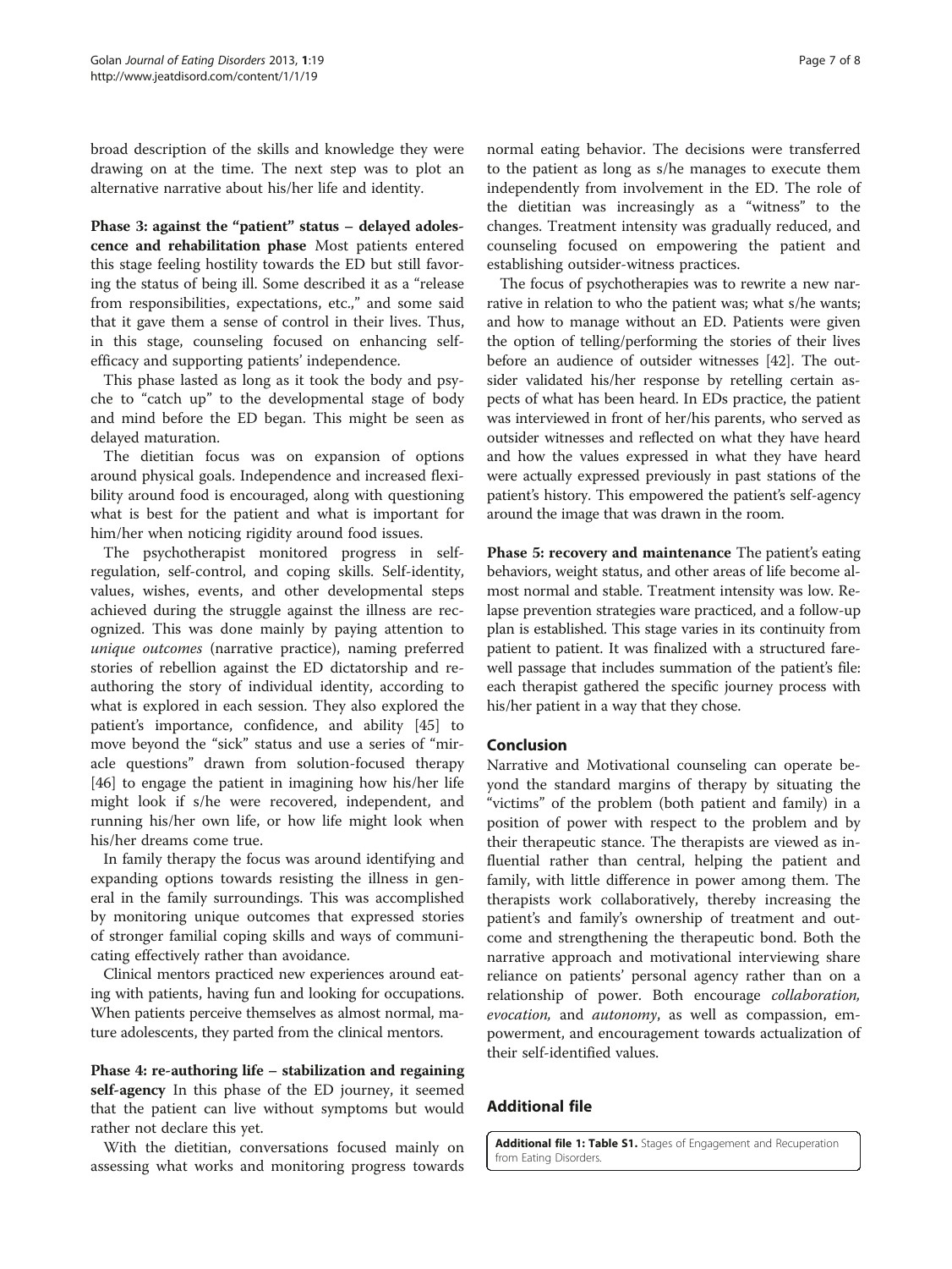broad description of the skills and knowledge they were drawing on at the time. The next step was to plot an alternative narrative about his/her life and identity.

**Phase 3: against the "patient" status – delayed adolescence and rehabilitation phase** Most patients entered this stage feeling hostility towards the ED but still favoring the status of being ill. Some described it as a "release from responsibilities, expectations, etc.," and some said that it gave them a sense of control in their lives. Thus, in this stage, counseling focused on enhancing self-efficacy and supporting patients' independence.

This phase lasted as long as it took the body and psyche to "catch up" to the developmental stage of body and mind before the ED began. This might be seen as delayed maturation.

The dietitian focus was on expansion of options around physical goals. Independence and increased flexibility around food is encouraged, along with questioning what is best for the patient and what is important for him/her when noticing rigidity around food issues.

The psychotherapist monitored progress in self-regulation, self-control, and coping skills. Self-identity, values, wishes, events, and other developmental steps achieved during the struggle against the illness are recognized. This was done mainly by paying attention to *unique outcomes* (narrative practice), naming preferred stories of rebellion against the ED dictatorship and re-authoring the story of individual identity, according to what is explored in each session. They also explored the patient's importance, confidence, and ability [45] to move beyond the "sick" status and use a series of "miracle questions" [46] drawn from solution-focused therapy to engage the patient in imagining how his/her life might look if s/he were recovered, independent, and running his/her own life, or how life might look when his/her dreams come true.

In family therapy the focus was around identifying and expanding options towards resisting the illness in general in the family surroundings. This was accomplished by monitoring unique outcomes that expressed stories of stronger familial coping skills and ways of communicating effectively rather than avoidance.

Clinical mentors practiced new experiences around eating with patients, having fun and looking for occupations. When patients perceive themselves as almost normal, mature adolescents, they parted from the clinical mentors.

**Phase 4: re-authoring life – stabilization and regaining self-agency** In this phase of the ED journey, it seemed that the patient can live without symptoms but would rather not declare this yet.

With the dietitian, conversations focused mainly on assessing what works and monitoring progress towards normal eating behavior. The decisions were transferred to the patient as long as s/he manages to execute them independently from involvement in the ED. The role of the dietitian was increasingly as a "witness" to the changes. Treatment intensity was gradually reduced, and counseling focused on empowering the patient and establishing outsider-witness practices.

The focus of psychotherapies was to rewrite a new narrative in relation to who the patient was; what s/he wants; and how to manage without an ED. Patients were given the option of telling/performing the stories of their lives before an audience of outsider witnesses [42]. The outsider validated his/her response by retelling certain aspects of what has been heard. In EDs practice, the patient was interviewed in front of her/his parents, who served as outsider witnesses and reflected on what they have heard and how the values expressed in what they have heard were actually expressed previously in past stations of the patient's history. This empowered the patient's self-agency around the image that was drawn in the room.

**Phase 5: recovery and maintenance** The patient's eating behaviors, weight status, and other areas of life become almost normal and stable. Treatment intensity was low. Relapse prevention strategies ware practiced, and a follow-up plan is established. This stage varies in its continuity from patient to patient. It was finalized with a structured farewell passage that includes summation of the patient's file: each therapist gathered the specific journey process with his/her patient in a way that they chose.

## Conclusion

Narrative and Motivational counseling can operate beyond the standard margins of therapy by situating the "victims" of the problem (both patient and family) in a position of power with respect to the problem and by their therapeutic stance. The therapists are viewed as influential rather than central, helping the patient and family, with little difference in power among them. The therapists work collaboratively, thereby increasing the patient's and family's ownership of treatment and outcome and strengthening the therapeutic bond. Both the narrative approach and motivational interviewing share reliance on patients' personal agency rather than on a relationship of power. Both encourage *collaboration*, *evocation*, and *autonomy*, as well as compassion, empowerment, and encouragement towards actualization of their self-identified values.

## Additional file

**Additional file 1: Table S1.** Stages of Engagement and Recuperation from Eating Disorders.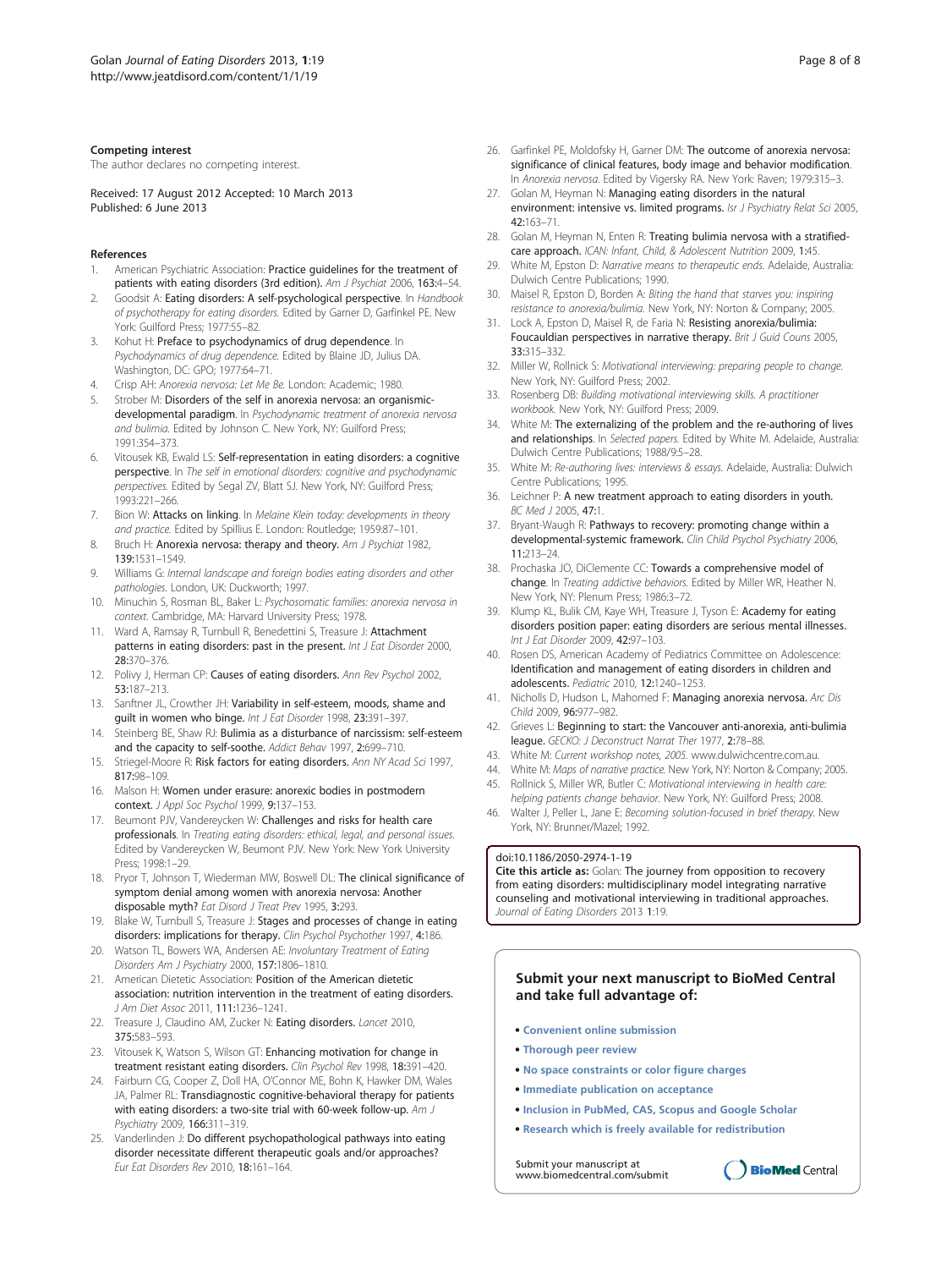### Competing interest

The author declares no competing interest.

Received: 17 August 2012 Accepted: 10 March 2013
Published: 6 June 2013

### References

1. American Psychiatric Association: **Practice guidelines for the treatment of patients with eating disorders (3rd edition).** *Am J Psychiat* 2006, **163**:4–54.
2. Goodsit A: **Eating disorders: A self-psychological perspective**. In *Handbook of psychotherapy for eating disorders*. Edited by Garner D, Garfinkel PE. New York: Guilford Press; 1977:55–82.
3. Kohut H: **Preface to psychodynamics of drug dependence**. In *Psychodynamics of drug dependence*. Edited by Blaine JD, Julius DA. Washington, DC: GPO; 1977:64–71.
4. Crisp AH: *Anorexia nervosa: Let Me Be*. London: Academic; 1980.
5. Strober M: **Disorders of the self in anorexia nervosa: an organismic-developmental paradigm**. In *Psychodynamic treatment of anorexia nervosa and bulimia*. Edited by Johnson C. New York, NY: Guilford Press; 1991:354–373.
6. Vitousek KB, Ewald LS: **Self-representation in eating disorders: a cognitive perspective**. In *The self in emotional disorders: cognitive and psychodynamic perspectives*. Edited by Segal ZV, Blatt SJ. New York, NY: Guilford Press; 1993:221–266.
7. Bion W: **Attacks on linking**. In *Melaine Klein today: developments in theory and practice*. Edited by Spillius E. London: Routledge; 1959:87–101.
8. Bruch H: **Anorexia nervosa: therapy and theory.** *Am J Psychiat* 1982, **139**:1531–1549.
9. Williams G: *Internal landscape and foreign bodies eating disorders and other pathologies*. London, UK: Duckworth; 1997.
10. Minuchin S, Rosman BL, Baker L: *Psychosomatic families: anorexia nervosa in context*. Cambridge, MA: Harvard University Press; 1978.
11. Ward A, Ramsay R, Turnbull R, Benedettini S, Treasure J: **Attachment patterns in eating disorders: past in the present.** *Int J Eat Disorder* 2000, **28**:370–376.
12. Polivy J, Herman CP: **Causes of eating disorders.** *Ann Rev Psychol* 2002, **53**:187–213.
13. Sanftner JL, Crowther JH: **Variability in self-esteem, moods, shame and guilt in women who binge.** *Int J Eat Disorder* 1998, **23**:391–397.
14. Steinberg BE, Shaw RJ: **Bulimia as a disturbance of narcissism: self-esteem and the capacity to self-soothe.** *Addict Behav* 1997, **2**:699–710.
15. Striegel-Moore R: **Risk factors for eating disorders.** *Ann NY Acad Sci* 1997, **817**:98–109.
16. Malson H: **Women under erasure: anorexic bodies in postmodern context.** *J Appl Soc Psychol* 1999, **9**:137–153.
17. Beumont PJV, Vandereycken W: **Challenges and risks for health care professionals**. In *Treating eating disorders: ethical, legal, and personal issues*. Edited by Vandereycken W, Beumont PJV. New York: New York University Press; 1998:1–29.
18. Pryor T, Johnson T, Wiederman MW, Boswell DL: **The clinical significance of symptom denial among women with anorexia nervosa: Another disposable myth?** *Eat Disord J Treat Prev* 1995, **3**:293.
19. Blake W, Turnbull S, Treasure J: **Stages and processes of change in eating disorders: implications for therapy.** *Clin Psychol Psychother* 1997, **4**:186.
20. Watson TL, Bowers WA, Andersen AE: *Involuntary Treatment of Eating Disorders Am J Psychiatry* 2000, 157:1806–1810.
21. American Dietetic Association: **Position of the American dietetic association: nutrition intervention in the treatment of eating disorders.** *J Am Diet Assoc* 2011, **111**:1236–1241.
22. Treasure J, Claudino AM, Zucker N: **Eating disorders.** *Lancet* 2010, **375**:583–593.
23. Vitousek K, Watson S, Wilson GT: **Enhancing motivation for change in treatment resistant eating disorders.** *Clin Psychol Rev* 1998, **18**:391–420.
24. Fairburn CG, Cooper Z, Doll HA, O'Connor ME, Bohn K, Hawker DM, Wales JA, Palmer RL: **Transdiagnostic cognitive-behavioral therapy for patients with eating disorders: a two-site trial with 60-week follow-up.** *Am J Psychiatry* 2009, **166**:311–319.
25. Vanderlinden J: **Do different psychopathological pathways into eating disorder necessitate different therapeutic goals and/or approaches?** *Eur Eat Disorders Rev* 2010, **18**:161–164.
26. Garfinkel PE, Moldofsky H, Garner DM: **The outcome of anorexia nervosa: significance of clinical features, body image and behavior modification**. In *Anorexia nervosa*. Edited by Vigersky RA. New York: Raven; 1979:315–3.
27. Golan M, Heyman N: **Managing eating disorders in the natural environment: intensive vs. limited programs.** *Isr J Psychiatry Relat Sci* 2005, **42**:163–71.
28. Golan M, Heyman N, Enten R: **Treating bulimia nervosa with a stratified-care approach.** *ICAN: Infant, Child, & Adolescent Nutrition* 2009, **1**:45.
29. White M, Epston D: *Narrative means to therapeutic ends*. Adelaide, Australia: Dulwich Centre Publications; 1990.
30. Maisel R, Epston D, Borden A: *Biting the hand that starves you: inspiring resistance to anorexia/bulimia*. New York, NY: Norton & Company; 2005.
31. Lock A, Epston D, Maisel R, de Faria N: **Resisting anorexia/bulimia: Foucauldian perspectives in narrative therapy.** *Brit J Guid Couns* 2005, **33**:315–332.
32. Miller W, Rollnick S: *Motivational interviewing: preparing people to change*. New York, NY: Guilford Press; 2002.
33. Rosenberg DB: *Building motivational interviewing skills. A practitioner workbook*. New York, NY: Guilford Press; 2009.
34. White M: **The externalizing of the problem and the re-authoring of lives and relationships**. In *Selected papers*. Edited by White M. Adelaide, Australia: Dulwich Centre Publications; 1988/9:5–28.
35. White M: *Re-authoring lives: interviews & essays*. Adelaide, Australia: Dulwich Centre Publications; 1995.
36. Leichner P: **A new treatment approach to eating disorders in youth.** *BC Med J* 2005, **47**:1.
37. Bryant-Waugh R: **Pathways to recovery: promoting change within a developmental-systemic framework.** *Clin Child Psychol Psychiatry* 2006, **11**:213–24.
38. Prochaska JO, DiClemente CC: **Towards a comprehensive model of change**. In *Treating addictive behaviors*. Edited by Miller WR, Heather N. New York, NY: Plenum Press; 1986:3–72.
39. Klump KL, Bulik CM, Kaye WH, Treasure J, Tyson E: **Academy for eating disorders position paper: eating disorders are serious mental illnesses.** *Int J Eat Disorder* 2009, **42**:97–103.
40. Rosen DS, American Academy of Pediatrics Committee on Adolescence: **Identification and management of eating disorders in children and adolescents.** *Pediatric* 2010, **12**:1240–1253.
41. Nicholls D, Hudson L, Mahomed F: **Managing anorexia nervosa.** *Arc Dis Child* 2009, **96**:977–982.
42. Grieves L: **Beginning to start: the Vancouver anti-anorexia, anti-bulimia league.** *GECKO: J Deconstruct Narrat Ther* 1977, **2**:78–88.
43. White M: *Current workshop notes, 2005*. www.dulwichcentre.com.au.
44. White M: *Maps of narrative practice*. New York, NY: Norton & Company; 2005.
45. Rollnick S, Miller WR, Butler C: *Motivational interviewing in health care: helping patients change behavior*. New York, NY: Guilford Press; 2008.
46. Walter J, Peller L, Jane E: *Becoming solution-focused in brief therapy*. New York, NY: Brunner/Mazel; 1992.

doi:10.1186/2050-2974-1-19
**Cite this article as:** Golan: The journey from opposition to recovery from eating disorders: multidisciplinary model integrating narrative counseling and motivational interviewing in traditional approaches. *Journal of Eating Disorders* 2013 **1**:19.

**Submit your next manuscript to BioMed Central and take full advantage of:**

- **Convenient online submission**
- **Thorough peer review**
- **No space constraints or color figure charges**
- **Immediate publication on acceptance**
- **Inclusion in PubMed, CAS, Scopus and Google Scholar**
- **Research which is freely available for redistribution**

Submit your manuscript at
www.biomedcentral.com/submit

BioMed Central